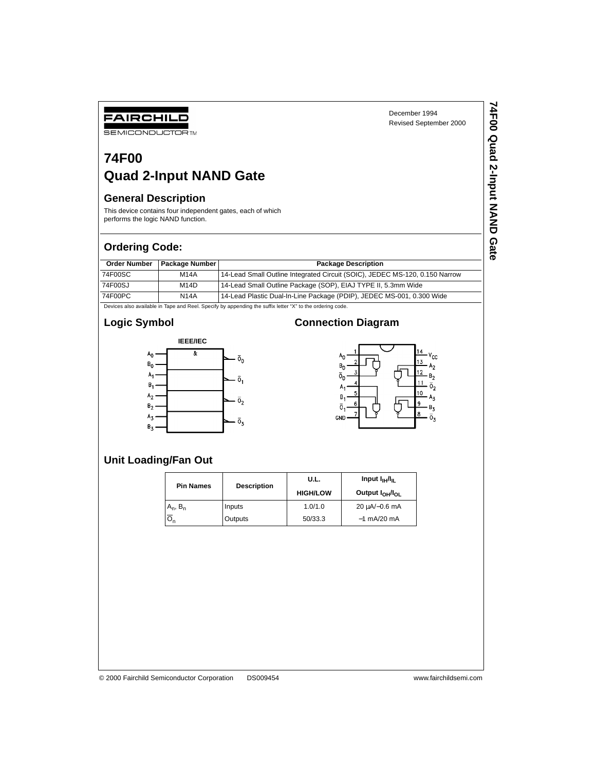FAIRCHILD

SEMICONDUCTOR TM

December 1994
Revised September 2000

# 74F00
# Quad 2-Input NAND Gate

## General Description

This device contains four independent gates, each of which performs the logic NAND function.

## Ordering Code:

| Order Number | Package Number | Package Description |
|---|---|---|
| 74F00SC | M14A | 14-Lead Small Outline Integrated Circuit (SOIC), JEDEC MS-120, 0.150 Narrow |
| 74F00SJ | M14D | 14-Lead Small Outline Package (SOP), EIAJ TYPE II, 5.3mm Wide |
| 74F00PC | N14A | 14-Lead Plastic Dual-In-Line Package (PDIP), JEDEC MS-001, 0.300 Wide |

Devices also available in Tape and Reel. Specify by appending the suffix letter "X" to the ordering code.

## Logic Symbol

IEEE/IEC

## Connection Diagram

## Unit Loading/Fan Out

| Pin Names | Description | U.L. HIGH/LOW | Input $I_{IH}/I_{IL}$ Output $I_{OH}/I_{OL}$ |
|---|---|---|---|
| $A_n$, $B_n$ | Inputs | 1.0/1.0 | 20 µA/−0.6 mA |
| $\overline{O}_n$ | Outputs | 50/33.3 | −1 mA/20 mA |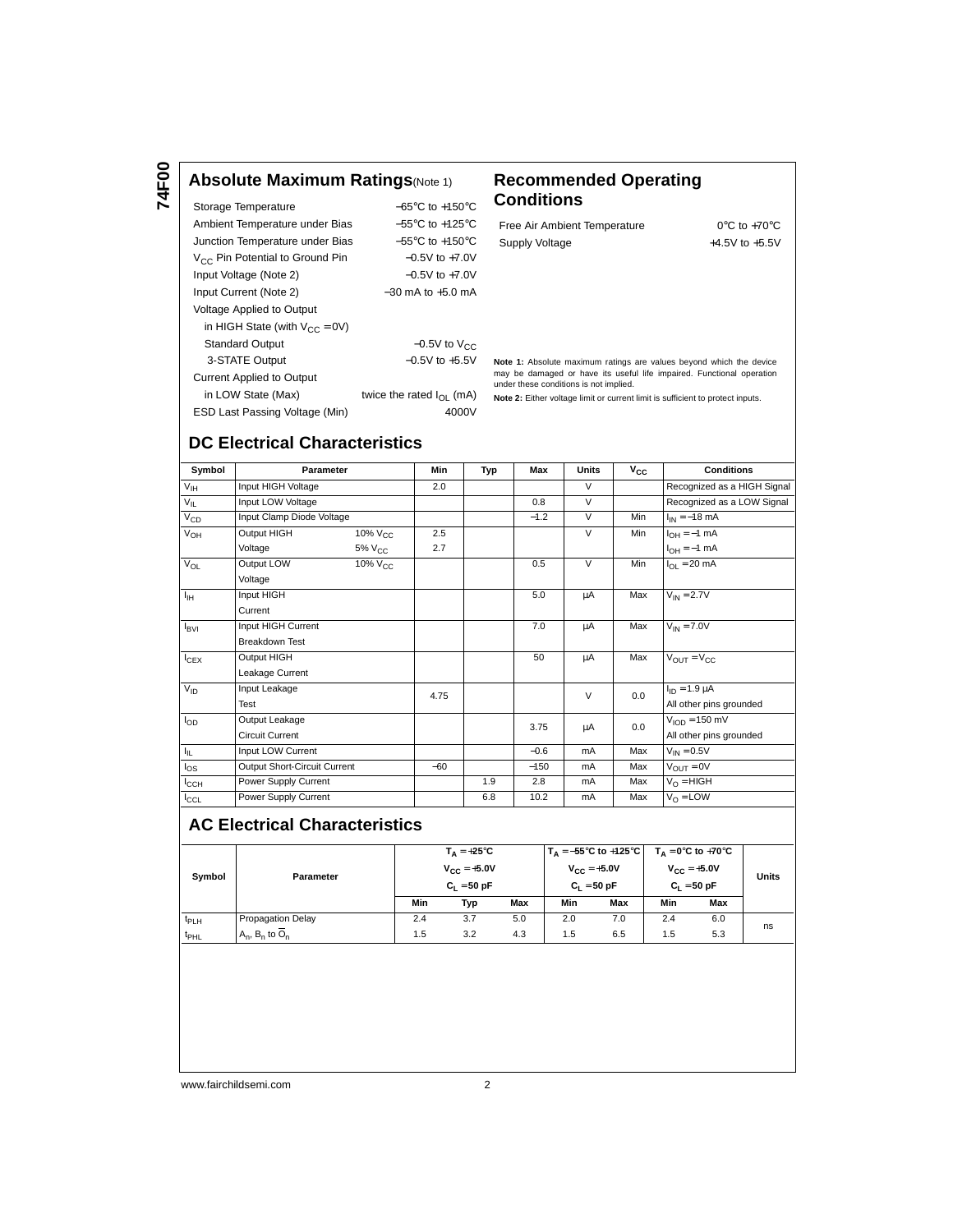## Absolute Maximum Ratings (Note 1)

| | |
|---|---|
| Storage Temperature | −65°C to +150°C |
| Ambient Temperature under Bias | −55°C to +125°C |
| Junction Temperature under Bias | −55°C to +150°C |
| $V_{CC}$ Pin Potential to Ground Pin | −0.5V to +7.0V |
| Input Voltage (Note 2) | −0.5V to +7.0V |
| Input Current (Note 2) | −30 mA to +5.0 mA |
| Voltage Applied to Output | |
| in HIGH State (with $V_{CC}$ = 0V) | |
| Standard Output | −0.5V to $V_{CC}$ |
| 3-STATE Output | −0.5V to +5.5V |
| Current Applied to Output | |
| in LOW State (Max) | twice the rated $I_{OL}$ (mA) |
| ESD Last Passing Voltage (Min) | 4000V |

## Recommended Operating Conditions

| | |
|---|---|
| Free Air Ambient Temperature | 0°C to +70°C |
| Supply Voltage | +4.5V to +5.5V |

**Note 1:** Absolute maximum ratings are values beyond which the device may be damaged or have its useful life impaired. Functional operation under these conditions is not implied.

**Note 2:** Either voltage limit or current limit is sufficient to protect inputs.

## DC Electrical Characteristics

| Symbol | Parameter | | Min | Typ | Max | Units | $V_{CC}$ | Conditions |
|---|---|---|---|---|---|---|---|---|
| $V_{IH}$ | Input HIGH Voltage | | 2.0 | | | V | | Recognized as a HIGH Signal |
| $V_{IL}$ | Input LOW Voltage | | | | 0.8 | V | | Recognized as a LOW Signal |
| $V_{CD}$ | Input Clamp Diode Voltage | | | | −1.2 | V | Min | $I_{IN}$ = −18 mA |
| $V_{OH}$ | Output HIGH Voltage | 10% $V_{CC}$ | 2.5 | | | V | Min | $I_{OH}$ = −1 mA |
| | | 5% $V_{CC}$ | 2.7 | | | | | $I_{OH}$ = −1 mA |
| $V_{OL}$ | Output LOW Voltage | 10% $V_{CC}$ | | | 0.5 | V | Min | $I_{OL}$ = 20 mA |
| $I_{IH}$ | Input HIGH Current | | | | 5.0 | µA | Max | $V_{IN}$ = 2.7V |
| $I_{BVI}$ | Input HIGH Current Breakdown Test | | | | 7.0 | µA | Max | $V_{IN}$ = 7.0V |
| $I_{CEX}$ | Output HIGH Leakage Current | | | | 50 | µA | Max | $V_{OUT}$ = $V_{CC}$ |
| $V_{ID}$ | Input Leakage Test | | 4.75 | | | V | 0.0 | $I_{ID}$ = 1.9 µA All other pins grounded |
| $I_{OD}$ | Output Leakage Circuit Current | | | | 3.75 | µA | 0.0 | $V_{IOD}$ = 150 mV All other pins grounded |
| $I_{IL}$ | Input LOW Current | | | | −0.6 | mA | Max | $V_{IN}$ = 0.5V |
| $I_{OS}$ | Output Short-Circuit Current | | −60 | | −150 | mA | Max | $V_{OUT}$ = 0V |
| $I_{CCH}$ | Power Supply Current | | | 1.9 | 2.8 | mA | Max | $V_O$ = HIGH |
| $I_{CCL}$ | Power Supply Current | | | 6.8 | 10.2 | mA | Max | $V_O$ = LOW |

## AC Electrical Characteristics

| Symbol | Parameter | $T_A$ = +25°C, $V_{CC}$ = +5.0V, $C_L$ = 50 pF | | | $T_A$ = −55°C to +125°C, $V_{CC}$ = +5.0V, $C_L$ = 50 pF | | $T_A$ = 0°C to +70°C, $V_{CC}$ = +5.0V, $C_L$ = 50 pF | | Units |
|---|---|---|---|---|---|---|---|---|---|
| | | Min | Typ | Max | Min | Max | Min | Max | |
| $t_{PLH}$ | Propagation Delay | 2.4 | 3.7 | 5.0 | 2.0 | 7.0 | 2.4 | 6.0 | ns |
| $t_{PHL}$ | $A_n$, $B_n$ to $\overline{O}_n$ | 1.5 | 3.2 | 4.3 | 1.5 | 6.5 | 1.5 | 5.3 | |